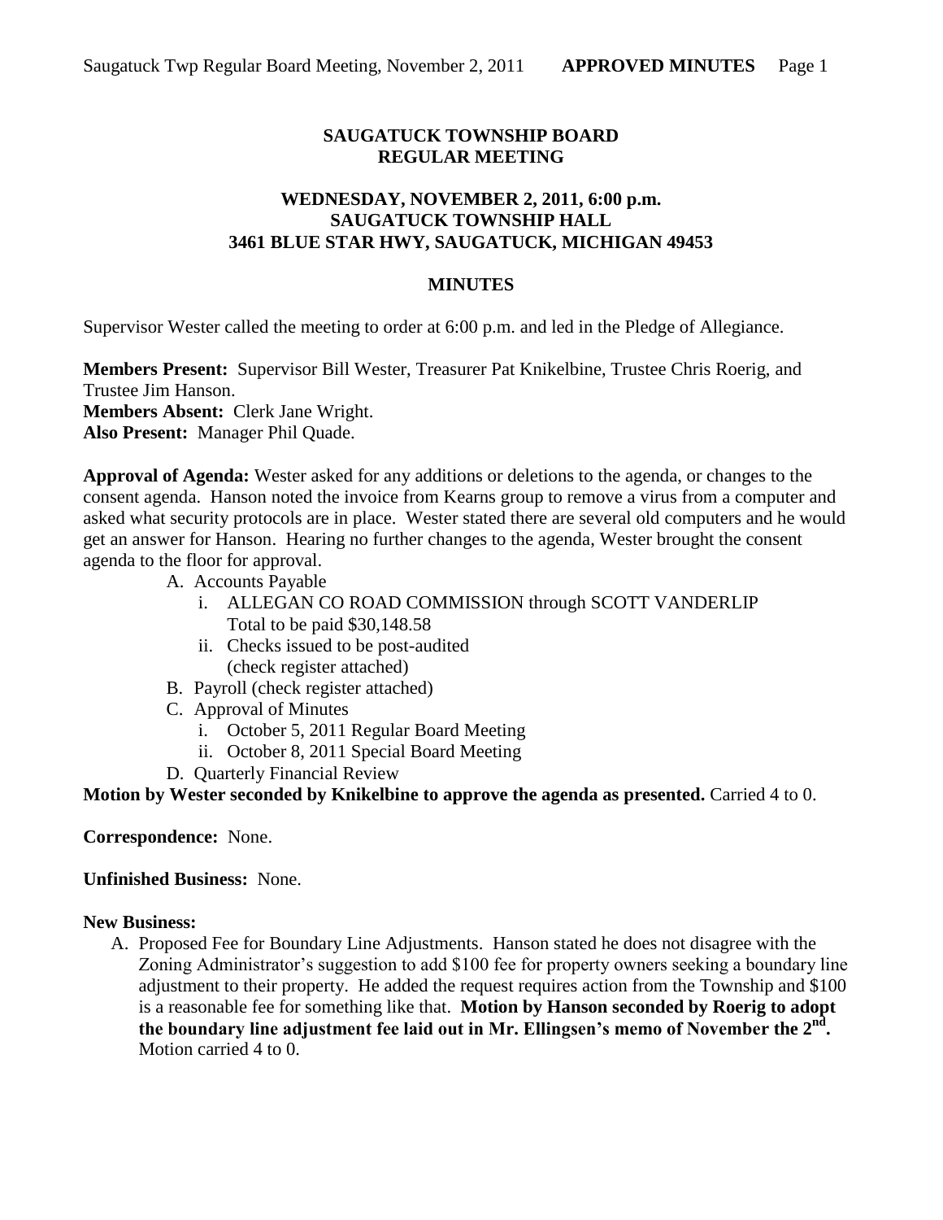**SAUGATUCK TOWNSHIP BOARD**
**REGULAR MEETING**

**WEDNESDAY, NOVEMBER 2, 2011, 6:00 p.m.**
**SAUGATUCK TOWNSHIP HALL**
**3461 BLUE STAR HWY, SAUGATUCK, MICHIGAN 49453**

**MINUTES**

Supervisor Wester called the meeting to order at 6:00 p.m. and led in the Pledge of Allegiance.

**Members Present:** Supervisor Bill Wester, Treasurer Pat Knikelbine, Trustee Chris Roerig, and Trustee Jim Hanson.
**Members Absent:** Clerk Jane Wright.
**Also Present:** Manager Phil Quade.

**Approval of Agenda:** Wester asked for any additions or deletions to the agenda, or changes to the consent agenda. Hanson noted the invoice from Kearns group to remove a virus from a computer and asked what security protocols are in place. Wester stated there are several old computers and he would get an answer for Hanson. Hearing no further changes to the agenda, Wester brought the consent agenda to the floor for approval.

A. Accounts Payable
   i. ALLEGAN CO ROAD COMMISSION through SCOTT VANDERLIP Total to be paid $30,148.58
   ii. Checks issued to be post-audited (check register attached)
B. Payroll (check register attached)
C. Approval of Minutes
   i. October 5, 2011 Regular Board Meeting
   ii. October 8, 2011 Special Board Meeting
D. Quarterly Financial Review

**Motion by Wester seconded by Knikelbine to approve the agenda as presented.** Carried 4 to 0.

**Correspondence:** None.

**Unfinished Business:** None.

**New Business:**

A. Proposed Fee for Boundary Line Adjustments. Hanson stated he does not disagree with the Zoning Administrator's suggestion to add $100 fee for property owners seeking a boundary line adjustment to their property. He added the request requires action from the Township and $100 is a reasonable fee for something like that. **Motion by Hanson seconded by Roerig to adopt the boundary line adjustment fee laid out in Mr. Ellingsen's memo of November the 2nd.** Motion carried 4 to 0.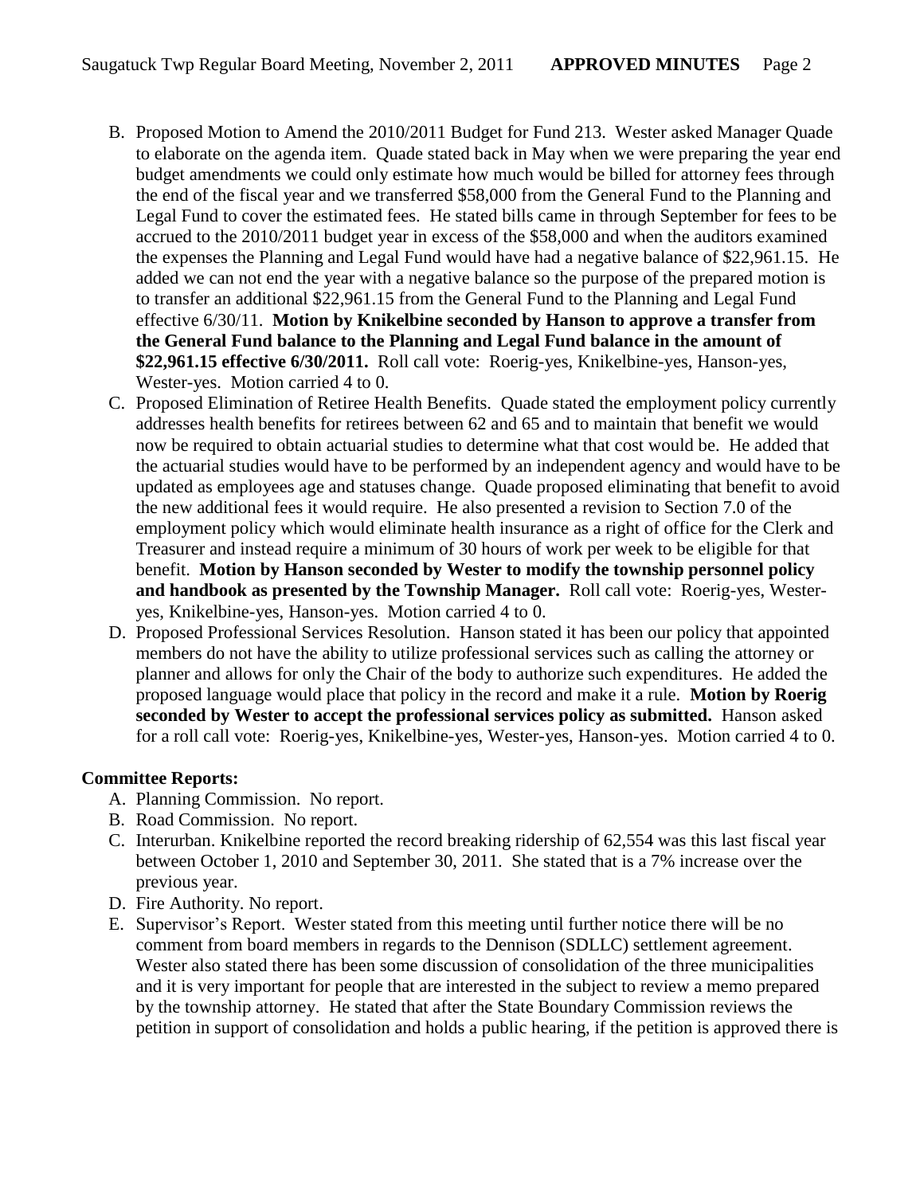B. Proposed Motion to Amend the 2010/2011 Budget for Fund 213. Wester asked Manager Quade to elaborate on the agenda item. Quade stated back in May when we were preparing the year end budget amendments we could only estimate how much would be billed for attorney fees through the end of the fiscal year and we transferred $58,000 from the General Fund to the Planning and Legal Fund to cover the estimated fees. He stated bills came in through September for fees to be accrued to the 2010/2011 budget year in excess of the $58,000 and when the auditors examined the expenses the Planning and Legal Fund would have had a negative balance of $22,961.15. He added we can not end the year with a negative balance so the purpose of the prepared motion is to transfer an additional $22,961.15 from the General Fund to the Planning and Legal Fund effective 6/30/11. **Motion by Knikelbine seconded by Hanson to approve a transfer from the General Fund balance to the Planning and Legal Fund balance in the amount of $22,961.15 effective 6/30/2011.** Roll call vote: Roerig-yes, Knikelbine-yes, Hanson-yes, Wester-yes. Motion carried 4 to 0.

C. Proposed Elimination of Retiree Health Benefits. Quade stated the employment policy currently addresses health benefits for retirees between 62 and 65 and to maintain that benefit we would now be required to obtain actuarial studies to determine what that cost would be. He added that the actuarial studies would have to be performed by an independent agency and would have to be updated as employees age and statuses change. Quade proposed eliminating that benefit to avoid the new additional fees it would require. He also presented a revision to Section 7.0 of the employment policy which would eliminate health insurance as a right of office for the Clerk and Treasurer and instead require a minimum of 30 hours of work per week to be eligible for that benefit. **Motion by Hanson seconded by Wester to modify the township personnel policy and handbook as presented by the Township Manager.** Roll call vote: Roerig-yes, Wester-yes, Knikelbine-yes, Hanson-yes. Motion carried 4 to 0.

D. Proposed Professional Services Resolution. Hanson stated it has been our policy that appointed members do not have the ability to utilize professional services such as calling the attorney or planner and allows for only the Chair of the body to authorize such expenditures. He added the proposed language would place that policy in the record and make it a rule. **Motion by Roerig seconded by Wester to accept the professional services policy as submitted.** Hanson asked for a roll call vote: Roerig-yes, Knikelbine-yes, Wester-yes, Hanson-yes. Motion carried 4 to 0.

**Committee Reports:**

A. Planning Commission. No report.

B. Road Commission. No report.

C. Interurban. Knikelbine reported the record breaking ridership of 62,554 was this last fiscal year between October 1, 2010 and September 30, 2011. She stated that is a 7% increase over the previous year.

D. Fire Authority. No report.

E. Supervisor's Report. Wester stated from this meeting until further notice there will be no comment from board members in regards to the Dennison (SDLLC) settlement agreement. Wester also stated there has been some discussion of consolidation of the three municipalities and it is very important for people that are interested in the subject to review a memo prepared by the township attorney. He stated that after the State Boundary Commission reviews the petition in support of consolidation and holds a public hearing, if the petition is approved there is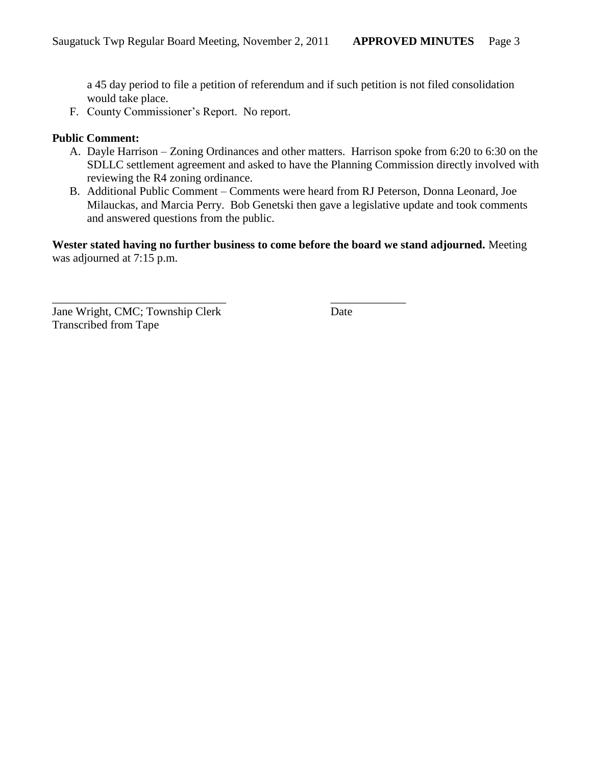a 45 day period to file a petition of referendum and if such petition is not filed consolidation would take place.

F. County Commissioner's Report. No report.

**Public Comment:**

A. Dayle Harrison – Zoning Ordinances and other matters. Harrison spoke from 6:20 to 6:30 on the SDLLC settlement agreement and asked to have the Planning Commission directly involved with reviewing the R4 zoning ordinance.
B. Additional Public Comment – Comments were heard from RJ Peterson, Donna Leonard, Joe Milauckas, and Marcia Perry. Bob Genetski then gave a legislative update and took comments and answered questions from the public.

**Wester stated having no further business to come before the board we stand adjourned.** Meeting was adjourned at 7:15 p.m.

______________________________ _____________

Jane Wright, CMC; Township Clerk Date

Transcribed from Tape